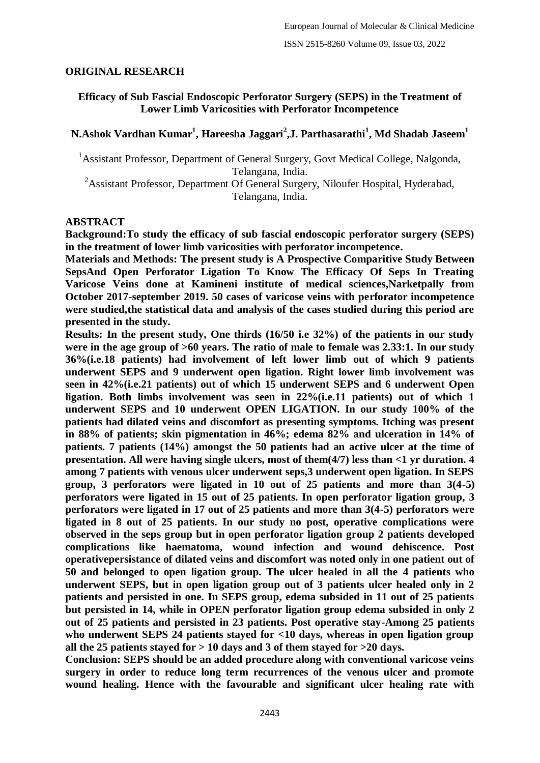**ORIGINAL RESEARCH**

# Efficacy of Sub Fascial Endoscopic Perforator Surgery (SEPS) in the Treatment of Lower Limb Varicosities with Perforator Incompetence

**N.Ashok Vardhan Kumar[1], Hareesha Jaggari[2],J. Parthasarathi[1], Md Shadab Jaseem[1]**

[1]Assistant Professor, Department of General Surgery, Govt Medical College, Nalgonda, Telangana, India.

[2]Assistant Professor, Department Of General Surgery, Niloufer Hospital, Hyderabad, Telangana, India.

## ABSTRACT

**Background:To study the efficacy of sub fascial endoscopic perforator surgery (SEPS) in the treatment of lower limb varicosities with perforator incompetence.**

**Materials and Methods: The present study is A Prospective Comparitive Study Between SepsAnd Open Perforator Ligation To Know The Efficacy Of Seps In Treating Varicose Veins done at Kamineni institute of medical sciences,Narketpally from October 2017-september 2019. 50 cases of varicose veins with perforator incompetence were studied,the statistical data and analysis of the cases studied during this period are presented in the study.**

**Results: In the present study, One thirds (16/50 i.e 32%) of the patients in our study were in the age group of >60 years. The ratio of male to female was 2.33:1. In our study 36%(i.e.18 patients) had involvement of left lower limb out of which 9 patients underwent SEPS and 9 underwent open ligation. Right lower limb involvement was seen in 42%(i.e.21 patients) out of which 15 underwent SEPS and 6 underwent Open ligation. Both limbs involvement was seen in 22%(i.e.11 patients) out of which 1 underwent SEPS and 10 underwent OPEN LIGATION. In our study 100% of the patients had dilated veins and discomfort as presenting symptoms. Itching was present in 88% of patients; skin pigmentation in 46%; edema 82% and ulceration in 14% of patients. 7 patients (14%) amongst the 50 patients had an active ulcer at the time of presentation. All were having single ulcers, most of them(4/7) less than <1 yr duration. 4 among 7 patients with venous ulcer underwent seps,3 underwent open ligation. In SEPS group, 3 perforators were ligated in 10 out of 25 patients and more than 3(4-5) perforators were ligated in 15 out of 25 patients. In open perforator ligation group, 3 perforators were ligated in 17 out of 25 patients and more than 3(4-5) perforators were ligated in 8 out of 25 patients. In our study no post, operative complications were observed in the seps group but in open perforator ligation group 2 patients developed complications like haematoma, wound infection and wound dehiscence. Post operativepersistance of dilated veins and discomfort was noted only in one patient out of 50 and belonged to open ligation group. The ulcer healed in all the 4 patients who underwent SEPS, but in open ligation group out of 3 patients ulcer healed only in 2 patients and persisted in one. In SEPS group, edema subsided in 11 out of 25 patients but persisted in 14, while in OPEN perforator ligation group edema subsided in only 2 out of 25 patients and persisted in 23 patients. Post operative stay-Among 25 patients who underwent SEPS 24 patients stayed for <10 days, whereas in open ligation group all the 25 patients stayed for > 10 days and 3 of them stayed for >20 days.**

**Conclusion: SEPS should be an added procedure along with conventional varicose veins surgery in order to reduce long term recurrences of the venous ulcer and promote wound healing. Hence with the favourable and significant ulcer healing rate with**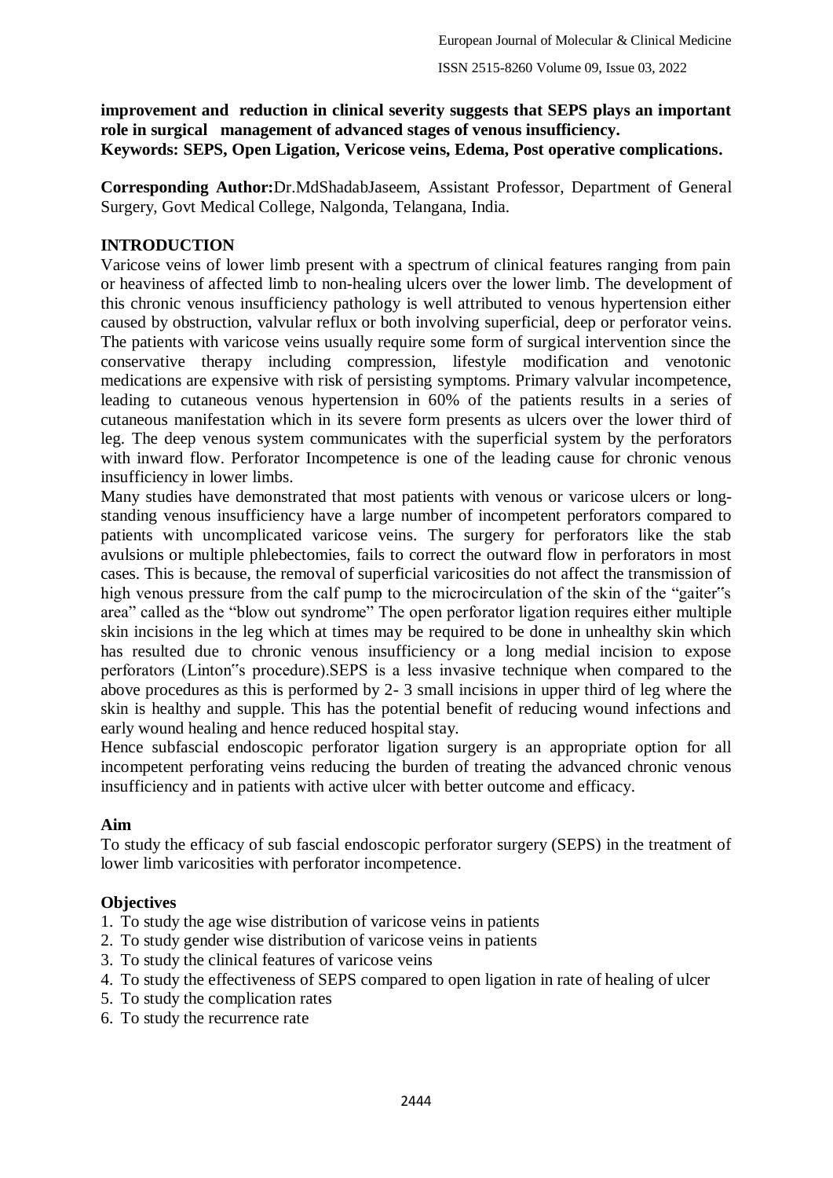**improvement and reduction in clinical severity suggests that SEPS plays an important role in surgical management of advanced stages of venous insufficiency.**
**Keywords: SEPS, Open Ligation, Vericose veins, Edema, Post operative complications.**

**Corresponding Author:**Dr.MdShadabJaseem, Assistant Professor, Department of General Surgery, Govt Medical College, Nalgonda, Telangana, India.

## INTRODUCTION

Varicose veins of lower limb present with a spectrum of clinical features ranging from pain or heaviness of affected limb to non-healing ulcers over the lower limb. The development of this chronic venous insufficiency pathology is well attributed to venous hypertension either caused by obstruction, valvular reflux or both involving superficial, deep or perforator veins. The patients with varicose veins usually require some form of surgical intervention since the conservative therapy including compression, lifestyle modification and venotonic medications are expensive with risk of persisting symptoms. Primary valvular incompetence, leading to cutaneous venous hypertension in 60% of the patients results in a series of cutaneous manifestation which in its severe form presents as ulcers over the lower third of leg. The deep venous system communicates with the superficial system by the perforators with inward flow. Perforator Incompetence is one of the leading cause for chronic venous insufficiency in lower limbs.

Many studies have demonstrated that most patients with venous or varicose ulcers or long-standing venous insufficiency have a large number of incompetent perforators compared to patients with uncomplicated varicose veins. The surgery for perforators like the stab avulsions or multiple phlebectomies, fails to correct the outward flow in perforators in most cases. This is because, the removal of superficial varicosities do not affect the transmission of high venous pressure from the calf pump to the microcirculation of the skin of the "gaiter"s area" called as the "blow out syndrome" The open perforator ligation requires either multiple skin incisions in the leg which at times may be required to be done in unhealthy skin which has resulted due to chronic venous insufficiency or a long medial incision to expose perforators (Linton"s procedure).SEPS is a less invasive technique when compared to the above procedures as this is performed by 2- 3 small incisions in upper third of leg where the skin is healthy and supple. This has the potential benefit of reducing wound infections and early wound healing and hence reduced hospital stay.

Hence subfascial endoscopic perforator ligation surgery is an appropriate option for all incompetent perforating veins reducing the burden of treating the advanced chronic venous insufficiency and in patients with active ulcer with better outcome and efficacy.

### Aim

To study the efficacy of sub fascial endoscopic perforator surgery (SEPS) in the treatment of lower limb varicosities with perforator incompetence.

### Objectives

1. To study the age wise distribution of varicose veins in patients
2. To study gender wise distribution of varicose veins in patients
3. To study the clinical features of varicose veins
4. To study the effectiveness of SEPS compared to open ligation in rate of healing of ulcer
5. To study the complication rates
6. To study the recurrence rate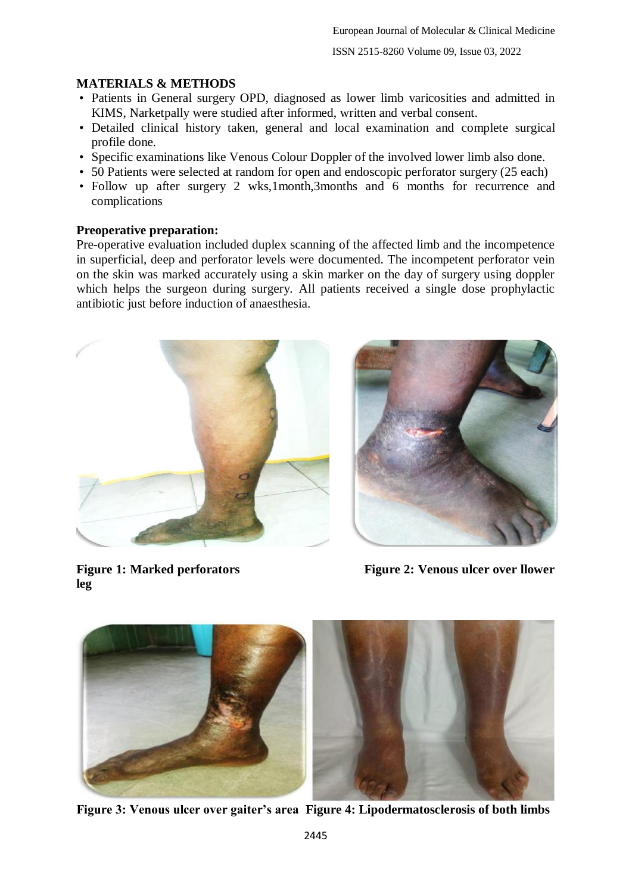## MATERIALS & METHODS

- Patients in General surgery OPD, diagnosed as lower limb varicosities and admitted in KIMS, Narketpally were studied after informed, written and verbal consent.
- Detailed clinical history taken, general and local examination and complete surgical profile done.
- Specific examinations like Venous Colour Doppler of the involved lower limb also done.
- 50 Patients were selected at random for open and endoscopic perforator surgery (25 each)
- Follow up after surgery 2 wks,1month,3months and 6 months for recurrence and complications

**Preoperative preparation:**

Pre-operative evaluation included duplex scanning of the affected limb and the incompetence in superficial, deep and perforator levels were documented. The incompetent perforator vein on the skin was marked accurately using a skin marker on the day of surgery using doppler which helps the surgeon during surgery. All patients received a single dose prophylactic antibiotic just before induction of anaesthesia.

**Figure 1: Marked perforators**

**Figure 2: Venous ulcer over llower leg**

**Figure 3: Venous ulcer over gaiter's area**

**Figure 4: Lipodermatosclerosis of both limbs**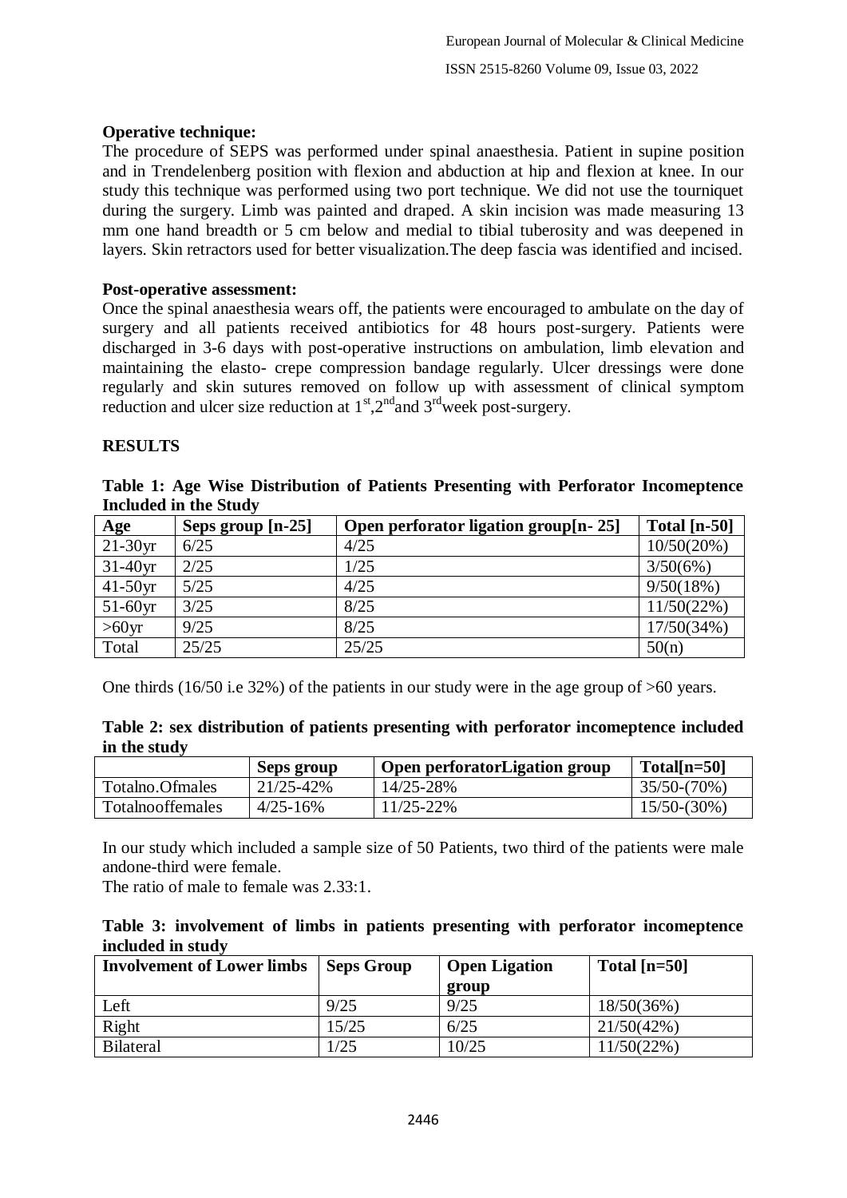**Operative technique:**

The procedure of SEPS was performed under spinal anaesthesia. Patient in supine position and in Trendelenberg position with flexion and abduction at hip and flexion at knee. In our study this technique was performed using two port technique. We did not use the tourniquet during the surgery. Limb was painted and draped. A skin incision was made measuring 13 mm one hand breadth or 5 cm below and medial to tibial tuberosity and was deepened in layers. Skin retractors used for better visualization.The deep fascia was identified and incised.

**Post-operative assessment:**

Once the spinal anaesthesia wears off, the patients were encouraged to ambulate on the day of surgery and all patients received antibiotics for 48 hours post-surgery. Patients were discharged in 3-6 days with post-operative instructions on ambulation, limb elevation and maintaining the elasto- crepe compression bandage regularly. Ulcer dressings were done regularly and skin sutures removed on follow up with assessment of clinical symptom reduction and ulcer size reduction at 1st,2nd and 3rd week post-surgery.

## RESULTS

**Table 1: Age Wise Distribution of Patients Presenting with Perforator Incomeptence Included in the Study**

| Age | Seps group [n-25] | Open perforator ligation group[n- 25] | Total [n-50] |
|---|---|---|---|
| 21-30yr | 6/25 | 4/25 | 10/50(20%) |
| 31-40yr | 2/25 | 1/25 | 3/50(6%) |
| 41-50yr | 5/25 | 4/25 | 9/50(18%) |
| 51-60yr | 3/25 | 8/25 | 11/50(22%) |
| >60yr | 9/25 | 8/25 | 17/50(34%) |
| Total | 25/25 | 25/25 | 50(n) |

One thirds (16/50 i.e 32%) of the patients in our study were in the age group of >60 years.

**Table 2: sex distribution of patients presenting with perforator incomeptence included in the study**

| | Seps group | Open perforatorLigation group | Total[n=50] |
|---|---|---|---|
| Totalno.Ofmales | 21/25-42% | 14/25-28% | 35/50-(70%) |
| Totalnooffemales | 4/25-16% | 11/25-22% | 15/50-(30%) |

In our study which included a sample size of 50 Patients, two third of the patients were male andone-third were female.

The ratio of male to female was 2.33:1.

**Table 3: involvement of limbs in patients presenting with perforator incomeptence included in study**

| Involvement of Lower limbs | Seps Group | Open Ligation group | Total [n=50] |
|---|---|---|---|
| Left | 9/25 | 9/25 | 18/50(36%) |
| Right | 15/25 | 6/25 | 21/50(42%) |
| Bilateral | 1/25 | 10/25 | 11/50(22%) |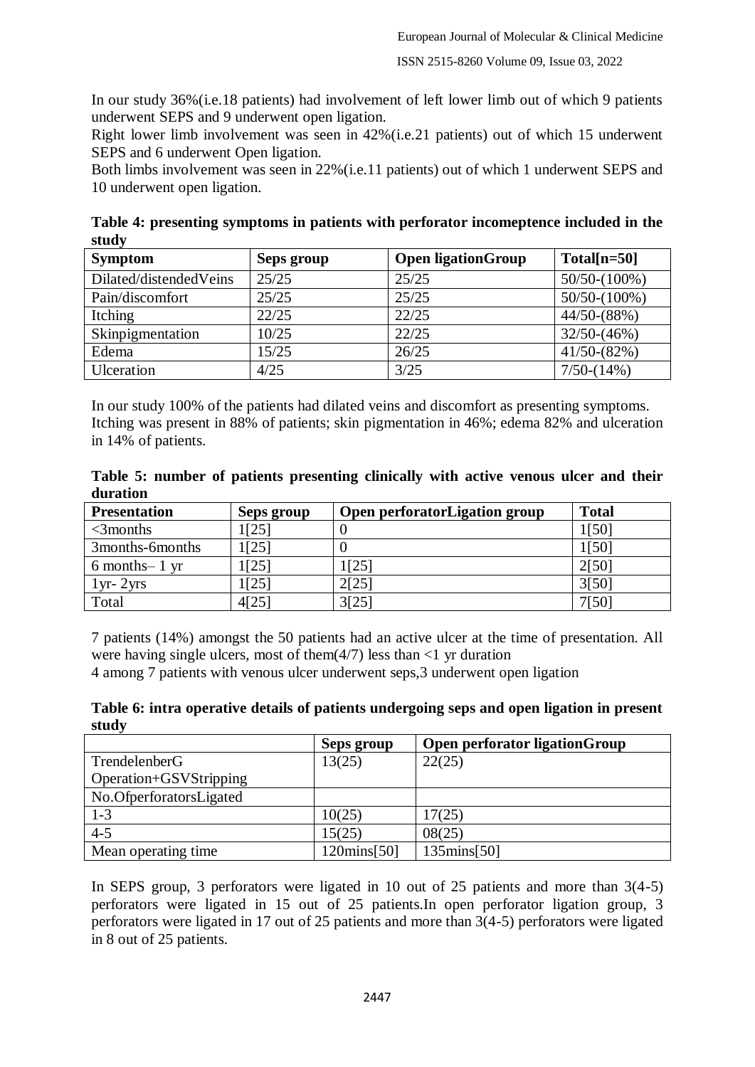In our study 36%(i.e.18 patients) had involvement of left lower limb out of which 9 patients underwent SEPS and 9 underwent open ligation.

Right lower limb involvement was seen in 42%(i.e.21 patients) out of which 15 underwent SEPS and 6 underwent Open ligation.

Both limbs involvement was seen in 22%(i.e.11 patients) out of which 1 underwent SEPS and 10 underwent open ligation.

**Table 4: presenting symptoms in patients with perforator incomeptence included in the study**

| Symptom | Seps group | Open ligationGroup | Total[n=50] |
|---|---|---|---|
| Dilated/distendedVeins | 25/25 | 25/25 | 50/50-(100%) |
| Pain/discomfort | 25/25 | 25/25 | 50/50-(100%) |
| Itching | 22/25 | 22/25 | 44/50-(88%) |
| Skinpigmentation | 10/25 | 22/25 | 32/50-(46%) |
| Edema | 15/25 | 26/25 | 41/50-(82%) |
| Ulceration | 4/25 | 3/25 | 7/50-(14%) |

In our study 100% of the patients had dilated veins and discomfort as presenting symptoms. Itching was present in 88% of patients; skin pigmentation in 46%; edema 82% and ulceration in 14% of patients.

**Table 5: number of patients presenting clinically with active venous ulcer and their duration**

| Presentation | Seps group | Open perforatorLigation group | Total |
|---|---|---|---|
| <3months | 1[25] | 0 | 1[50] |
| 3months-6months | 1[25] | 0 | 1[50] |
| 6 months– 1 yr | 1[25] | 1[25] | 2[50] |
| 1yr- 2yrs | 1[25] | 2[25] | 3[50] |
| Total | 4[25] | 3[25] | 7[50] |

7 patients (14%) amongst the 50 patients had an active ulcer at the time of presentation. All were having single ulcers, most of them(4/7) less than <1 yr duration

4 among 7 patients with venous ulcer underwent seps,3 underwent open ligation

**Table 6: intra operative details of patients undergoing seps and open ligation in present study**

| | Seps group | Open perforator ligationGroup |
|---|---|---|
| TrendelenberG Operation+GSVStripping | 13(25) | 22(25) |
| No.OfperforatorsLigated | | |
| 1-3 | 10(25) | 17(25) |
| 4-5 | 15(25) | 08(25) |
| Mean operating time | 120mins[50] | 135mins[50] |

In SEPS group, 3 perforators were ligated in 10 out of 25 patients and more than 3(4-5) perforators were ligated in 15 out of 25 patients.In open perforator ligation group, 3 perforators were ligated in 17 out of 25 patients and more than 3(4-5) perforators were ligated in 8 out of 25 patients.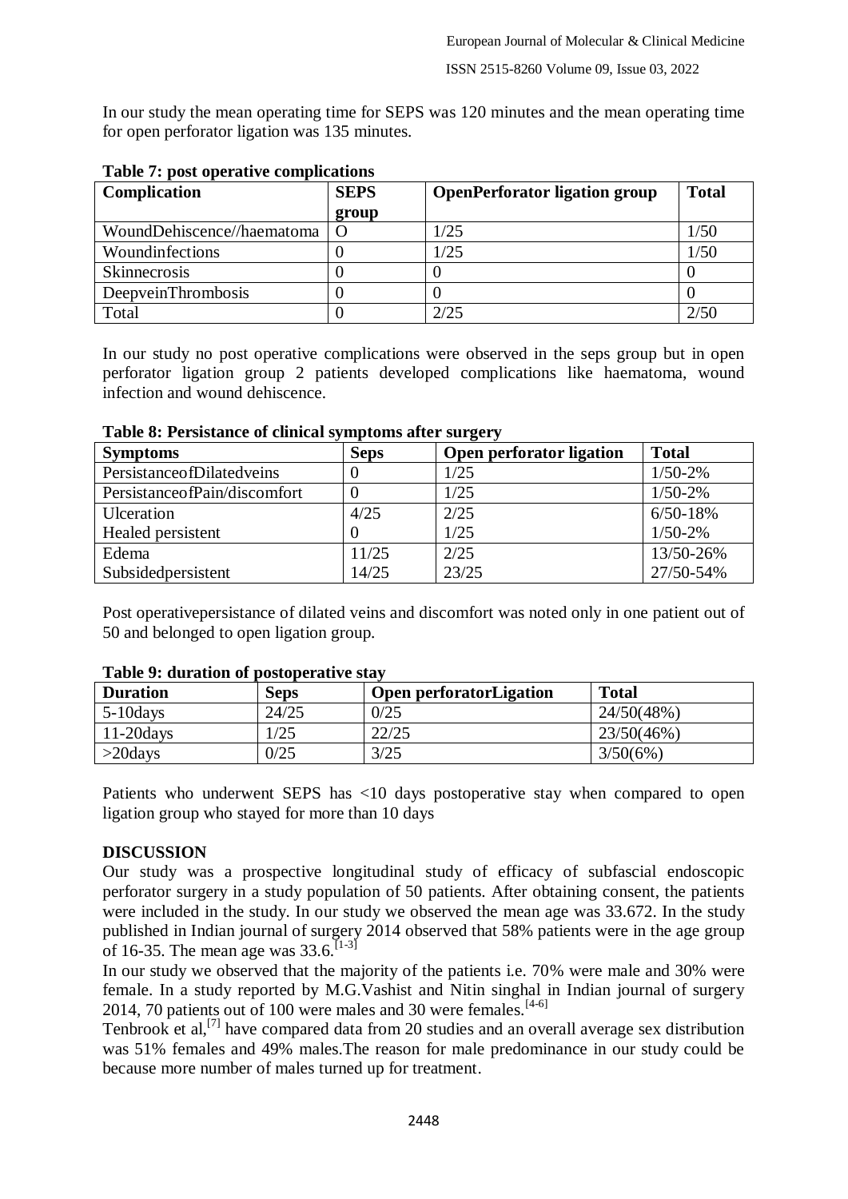In our study the mean operating time for SEPS was 120 minutes and the mean operating time for open perforator ligation was 135 minutes.

**Table 7: post operative complications**

| Complication | SEPS group | OpenPerforator ligation group | Total |
|---|---|---|---|
| WoundDehiscence//haematoma | O | 1/25 | 1/50 |
| Woundinfections | 0 | 1/25 | 1/50 |
| Skinnecrosis | 0 | 0 | 0 |
| DeepveinThrombosis | 0 | 0 | 0 |
| Total | 0 | 2/25 | 2/50 |

In our study no post operative complications were observed in the seps group but in open perforator ligation group 2 patients developed complications like haematoma, wound infection and wound dehiscence.

**Table 8: Persistance of clinical symptoms after surgery**

| Symptoms | Seps | Open perforator ligation | Total |
|---|---|---|---|
| PersistanceofDilatedveins | 0 | 1/25 | 1/50-2% |
| PersistanceofPain/discomfort | 0 | 1/25 | 1/50-2% |
| Ulceration | 4/25 | 2/25 | 6/50-18% |
| Healed persistent | 0 | 1/25 | 1/50-2% |
| Edema | 11/25 | 2/25 | 13/50-26% |
| Subsidedpersistent | 14/25 | 23/25 | 27/50-54% |

Post operativepersistance of dilated veins and discomfort was noted only in one patient out of 50 and belonged to open ligation group.

**Table 9: duration of postoperative stay**

| Duration | Seps | Open perforatorLigation | Total |
|---|---|---|---|
| 5-10days | 24/25 | 0/25 | 24/50(48%) |
| 11-20days | 1/25 | 22/25 | 23/50(46%) |
| >20days | 0/25 | 3/25 | 3/50(6%) |

Patients who underwent SEPS has <10 days postoperative stay when compared to open ligation group who stayed for more than 10 days

## DISCUSSION

Our study was a prospective longitudinal study of efficacy of subfascial endoscopic perforator surgery in a study population of 50 patients. After obtaining consent, the patients were included in the study. In our study we observed the mean age was 33.672. In the study published in Indian journal of surgery 2014 observed that 58% patients were in the age group of 16-35. The mean age was 33.6.[1-3]

In our study we observed that the majority of the patients i.e. 70% were male and 30% were female. In a study reported by M.G.Vashist and Nitin singhal in Indian journal of surgery 2014, 70 patients out of 100 were males and 30 were females.[4-6]

Tenbrook et al,[7] have compared data from 20 studies and an overall average sex distribution was 51% females and 49% males.The reason for male predominance in our study could be because more number of males turned up for treatment.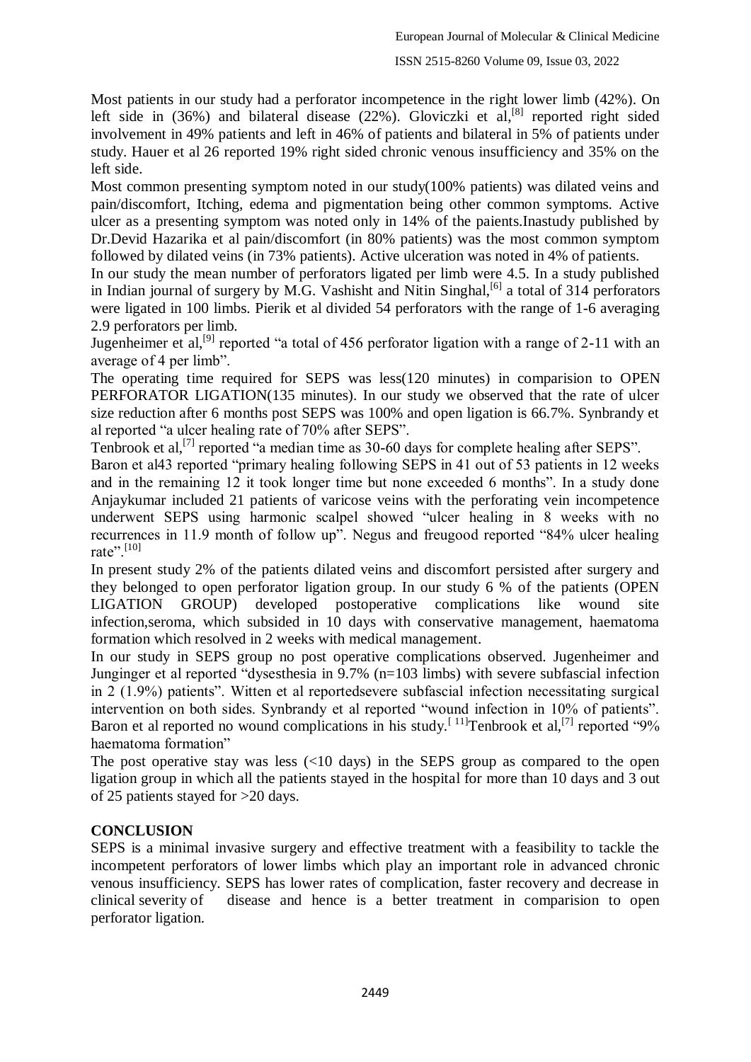Most patients in our study had a perforator incompetence in the right lower limb (42%). On left side in (36%) and bilateral disease (22%). Gloviczki et al,[8] reported right sided involvement in 49% patients and left in 46% of patients and bilateral in 5% of patients under study. Hauer et al 26 reported 19% right sided chronic venous insufficiency and 35% on the left side.

Most common presenting symptom noted in our study(100% patients) was dilated veins and pain/discomfort, Itching, edema and pigmentation being other common symptoms. Active ulcer as a presenting symptom was noted only in 14% of the paients.Inastudy published by Dr.Devid Hazarika et al pain/discomfort (in 80% patients) was the most common symptom followed by dilated veins (in 73% patients). Active ulceration was noted in 4% of patients.

In our study the mean number of perforators ligated per limb were 4.5. In a study published in Indian journal of surgery by M.G. Vashisht and Nitin Singhal,[6] a total of 314 perforators were ligated in 100 limbs. Pierik et al divided 54 perforators with the range of 1-6 averaging 2.9 perforators per limb.

Jugenheimer et al,[9] reported "a total of 456 perforator ligation with a range of 2-11 with an average of 4 per limb".

The operating time required for SEPS was less(120 minutes) in comparision to OPEN PERFORATOR LIGATION(135 minutes). In our study we observed that the rate of ulcer size reduction after 6 months post SEPS was 100% and open ligation is 66.7%. Synbrandy et al reported "a ulcer healing rate of 70% after SEPS".

Tenbrook et al,[7] reported "a median time as 30-60 days for complete healing after SEPS".

Baron et al43 reported "primary healing following SEPS in 41 out of 53 patients in 12 weeks and in the remaining 12 it took longer time but none exceeded 6 months". In a study done Anjaykumar included 21 patients of varicose veins with the perforating vein incompetence underwent SEPS using harmonic scalpel showed "ulcer healing in 8 weeks with no recurrences in 11.9 month of follow up". Negus and freugood reported "84% ulcer healing rate".[10]

In present study 2% of the patients dilated veins and discomfort persisted after surgery and they belonged to open perforator ligation group. In our study 6 % of the patients (OPEN LIGATION GROUP) developed postoperative complications like wound site infection,seroma, which subsided in 10 days with conservative management, haematoma formation which resolved in 2 weeks with medical management.

In our study in SEPS group no post operative complications observed. Jugenheimer and Junginger et al reported "dysesthesia in 9.7% (n=103 limbs) with severe subfascial infection in 2 (1.9%) patients". Witten et al reportedsevere subfascial infection necessitating surgical intervention on both sides. Synbrandy et al reported "wound infection in 10% of patients". Baron et al reported no wound complications in his study.[11]Tenbrook et al,[7] reported "9% haematoma formation"

The post operative stay was less (<10 days) in the SEPS group as compared to the open ligation group in which all the patients stayed in the hospital for more than 10 days and 3 out of 25 patients stayed for >20 days.

## CONCLUSION

SEPS is a minimal invasive surgery and effective treatment with a feasibility to tackle the incompetent perforators of lower limbs which play an important role in advanced chronic venous insufficiency. SEPS has lower rates of complication, faster recovery and decrease in clinical severity of disease and hence is a better treatment in comparision to open perforator ligation.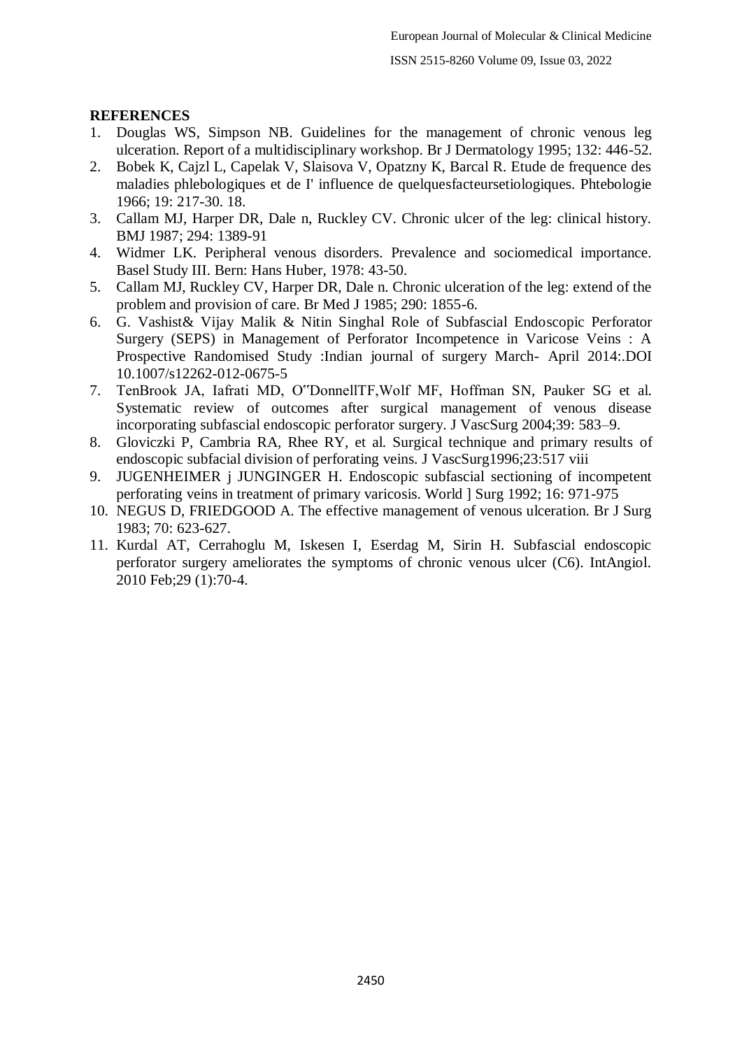**REFERENCES**

1. Douglas WS, Simpson NB. Guidelines for the management of chronic venous leg ulceration. Report of a multidisciplinary workshop. Br J Dermatology 1995; 132: 446-52.
2. Bobek K, Cajzl L, Capelak V, Slaisova V, Opatzny K, Barcal R. Etude de frequence des maladies phlebologiques et de I' influence de quelquesfacteursetiologiques. Phtebologie 1966; 19: 217-30. 18.
3. Callam MJ, Harper DR, Dale n, Ruckley CV. Chronic ulcer of the leg: clinical history. BMJ 1987; 294: 1389-91
4. Widmer LK. Peripheral venous disorders. Prevalence and sociomedical importance. Basel Study III. Bern: Hans Huber, 1978: 43-50.
5. Callam MJ, Ruckley CV, Harper DR, Dale n. Chronic ulceration of the leg: extend of the problem and provision of care. Br Med J 1985; 290: 1855-6.
6. G. Vashist& Vijay Malik & Nitin Singhal Role of Subfascial Endoscopic Perforator Surgery (SEPS) in Management of Perforator Incompetence in Varicose Veins : A Prospective Randomised Study :Indian journal of surgery March- April 2014:.DOI 10.1007/s12262-012-0675-5
7. TenBrook JA, Iafrati MD, O"DonnellTF,Wolf MF, Hoffman SN, Pauker SG et al. Systematic review of outcomes after surgical management of venous disease incorporating subfascial endoscopic perforator surgery. J VascSurg 2004;39: 583–9.
8. Gloviczki P, Cambria RA, Rhee RY, et al. Surgical technique and primary results of endoscopic subfacial division of perforating veins. J VascSurg1996;23:517 viii
9. JUGENHEIMER j JUNGINGER H. Endoscopic subfascial sectioning of incompetent perforating veins in treatment of primary varicosis. World ] Surg 1992; 16: 971-975
10. NEGUS D, FRIEDGOOD A. The effective management of venous ulceration. Br J Surg 1983; 70: 623-627.
11. Kurdal AT, Cerrahoglu M, Iskesen I, Eserdag M, Sirin H. Subfascial endoscopic perforator surgery ameliorates the symptoms of chronic venous ulcer (C6). IntAngiol. 2010 Feb;29 (1):70-4.